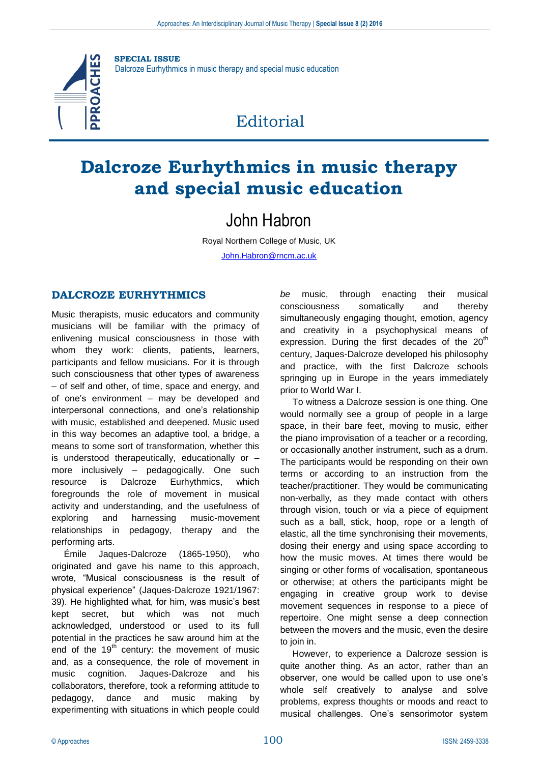**SPECIAL ISSUE**
Dalcroze Eurhythmics in music therapy and special music education

Editorial

# Dalcroze Eurhythmics in music therapy and special music education

## John Habron

Royal Northern College of Music, UK

John.Habron@rncm.ac.uk

## DALCROZE EURHYTHMICS

Music therapists, music educators and community musicians will be familiar with the primacy of enlivening musical consciousness in those with whom they work: clients, patients, learners, participants and fellow musicians. For it is through such consciousness that other types of awareness – of self and other, of time, space and energy, and of one's environment – may be developed and interpersonal connections, and one's relationship with music, established and deepened. Music used in this way becomes an adaptive tool, a bridge, a means to some sort of transformation, whether this is understood therapeutically, educationally or – more inclusively – pedagogically. One such resource is Dalcroze Eurhythmics, which foregrounds the role of movement in musical activity and understanding, and the usefulness of exploring and harnessing music-movement relationships in pedagogy, therapy and the performing arts.

Émile Jaques-Dalcroze (1865-1950), who originated and gave his name to this approach, wrote, "Musical consciousness is the result of physical experience" (Jaques-Dalcroze 1921/1967: 39). He highlighted what, for him, was music's best kept secret, but which was not much acknowledged, understood or used to its full potential in the practices he saw around him at the end of the 19th century: the movement of music and, as a consequence, the role of movement in music cognition. Jaques-Dalcroze and his collaborators, therefore, took a reforming attitude to pedagogy, dance and music making by experimenting with situations in which people could *be* music, through enacting their musical consciousness somatically and thereby simultaneously engaging thought, emotion, agency and creativity in a psychophysical means of expression. During the first decades of the 20th century, Jaques-Dalcroze developed his philosophy and practice, with the first Dalcroze schools springing up in Europe in the years immediately prior to World War I.

To witness a Dalcroze session is one thing. One would normally see a group of people in a large space, in their bare feet, moving to music, either the piano improvisation of a teacher or a recording, or occasionally another instrument, such as a drum. The participants would be responding on their own terms or according to an instruction from the teacher/practitioner. They would be communicating non-verbally, as they made contact with others through vision, touch or via a piece of equipment such as a ball, stick, hoop, rope or a length of elastic, all the time synchronising their movements, dosing their energy and using space according to how the music moves. At times there would be singing or other forms of vocalisation, spontaneous or otherwise; at others the participants might be engaging in creative group work to devise movement sequences in response to a piece of repertoire. One might sense a deep connection between the movers and the music, even the desire to join in.

However, to experience a Dalcroze session is quite another thing. As an actor, rather than an observer, one would be called upon to use one's whole self creatively to analyse and solve problems, express thoughts or moods and react to musical challenges. One's sensorimotor system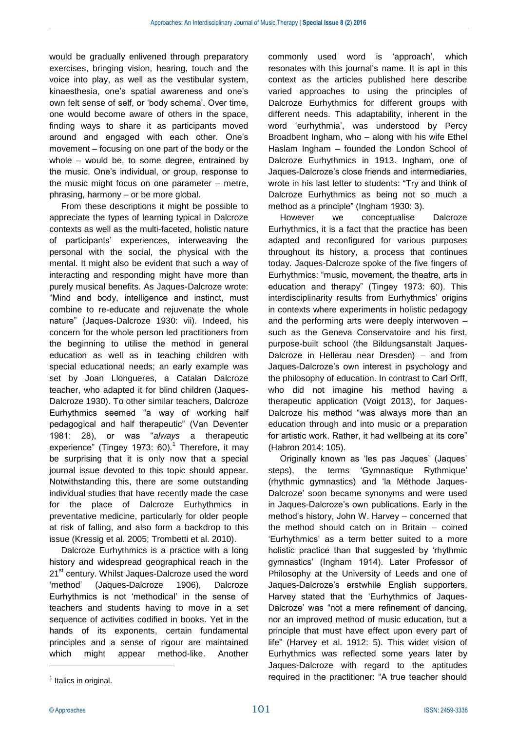would be gradually enlivened through preparatory exercises, bringing vision, hearing, touch and the voice into play, as well as the vestibular system, kinaesthesia, one's spatial awareness and one's own felt sense of self, or 'body schema'. Over time, one would become aware of others in the space, finding ways to share it as participants moved around and engaged with each other. One's movement – focusing on one part of the body or the whole – would be, to some degree, entrained by the music. One's individual, or group, response to the music might focus on one parameter – metre, phrasing, harmony – or be more global.

From these descriptions it might be possible to appreciate the types of learning typical in Dalcroze contexts as well as the multi-faceted, holistic nature of participants' experiences, interweaving the personal with the social, the physical with the mental. It might also be evident that such a way of interacting and responding might have more than purely musical benefits. As Jaques-Dalcroze wrote: "Mind and body, intelligence and instinct, must combine to re-educate and rejuvenate the whole nature" (Jaques-Dalcroze 1930: vii). Indeed, his concern for the whole person led practitioners from the beginning to utilise the method in general education as well as in teaching children with special educational needs; an early example was set by Joan Llongueres, a Catalan Dalcroze teacher, who adapted it for blind children (Jaques-Dalcroze 1930). To other similar teachers, Dalcroze Eurhythmics seemed "a way of working half pedagogical and half therapeutic" (Van Deventer 1981: 28), or was "*always* a therapeutic experience" (Tingey 1973: 60).[1] Therefore, it may be surprising that it is only now that a special journal issue devoted to this topic should appear. Notwithstanding this, there are some outstanding individual studies that have recently made the case for the place of Dalcroze Eurhythmics in preventative medicine, particularly for older people at risk of falling, and also form a backdrop to this issue (Kressig et al. 2005; Trombetti et al. 2010).

Dalcroze Eurhythmics is a practice with a long history and widespread geographical reach in the 21st century. Whilst Jaques-Dalcroze used the word 'method' (Jaques-Dalcroze 1906), Dalcroze Eurhythmics is not 'methodical' in the sense of teachers and students having to move in a set sequence of activities codified in books. Yet in the hands of its exponents, certain fundamental principles and a sense of rigour are maintained which might appear method-like. Another commonly used word is 'approach', which resonates with this journal's name. It is apt in this context as the articles published here describe varied approaches to using the principles of Dalcroze Eurhythmics for different groups with different needs. This adaptability, inherent in the word 'eurhythmia', was understood by Percy Broadbent Ingham, who – along with his wife Ethel Haslam Ingham – founded the London School of Dalcroze Eurhythmics in 1913. Ingham, one of Jaques-Dalcroze's close friends and intermediaries, wrote in his last letter to students: "Try and think of Dalcroze Eurhythmics as being not so much a method as a principle" (Ingham 1930: 3).

However we conceptualise Dalcroze Eurhythmics, it is a fact that the practice has been adapted and reconfigured for various purposes throughout its history, a process that continues today. Jaques-Dalcroze spoke of the five fingers of Eurhythmics: "music, movement, the theatre, arts in education and therapy" (Tingey 1973: 60). This interdisciplinarity results from Eurhythmics' origins in contexts where experiments in holistic pedagogy and the performing arts were deeply interwoven – such as the Geneva Conservatoire and his first, purpose-built school (the Bildungsanstalt Jaques-Dalcroze in Hellerau near Dresden) – and from Jaques-Dalcroze's own interest in psychology and the philosophy of education. In contrast to Carl Orff, who did not imagine his method having a therapeutic application (Voigt 2013), for Jaques-Dalcroze his method "was always more than an education through and into music or a preparation for artistic work. Rather, it had wellbeing at its core" (Habron 2014: 105).

Originally known as 'les pas Jaques' (Jaques' steps), the terms 'Gymnastique Rythmique' (rhythmic gymnastics) and 'la Méthode Jaques-Dalcroze' soon became synonyms and were used in Jaques-Dalcroze's own publications. Early in the method's history, John W. Harvey – concerned that the method should catch on in Britain – coined 'Eurhythmics' as a term better suited to a more holistic practice than that suggested by 'rhythmic gymnastics' (Ingham 1914). Later Professor of Philosophy at the University of Leeds and one of Jaques-Dalcroze's erstwhile English supporters, Harvey stated that the 'Eurhythmics of Jaques-Dalcroze' was "not a mere refinement of dancing, nor an improved method of music education, but a principle that must have effect upon every part of life" (Harvey et al. 1912: 5). This wider vision of Eurhythmics was reflected some years later by Jaques-Dalcroze with regard to the aptitudes required in the practitioner: "A true teacher should

[1] Italics in original.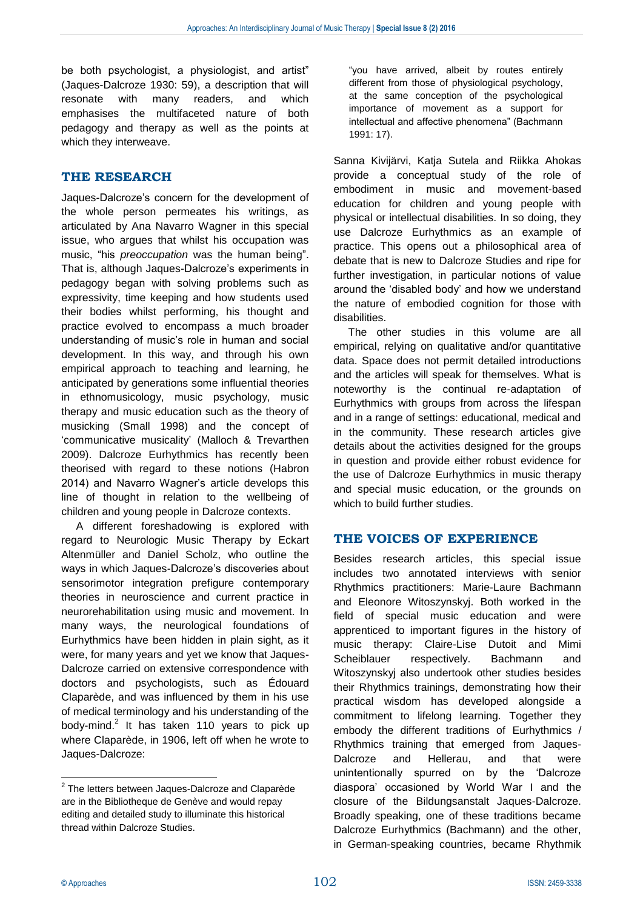be both psychologist, a physiologist, and artist" (Jaques-Dalcroze 1930: 59), a description that will resonate with many readers, and which emphasises the multifaceted nature of both pedagogy and therapy as well as the points at which they interweave.

## THE RESEARCH

Jaques-Dalcroze's concern for the development of the whole person permeates his writings, as articulated by Ana Navarro Wagner in this special issue, who argues that whilst his occupation was music, "his *preoccupation* was the human being". That is, although Jaques-Dalcroze's experiments in pedagogy began with solving problems such as expressivity, time keeping and how students used their bodies whilst performing, his thought and practice evolved to encompass a much broader understanding of music's role in human and social development. In this way, and through his own empirical approach to teaching and learning, he anticipated by generations some influential theories in ethnomusicology, music psychology, music therapy and music education such as the theory of musicking (Small 1998) and the concept of 'communicative musicality' (Malloch & Trevarthen 2009). Dalcroze Eurhythmics has recently been theorised with regard to these notions (Habron 2014) and Navarro Wagner's article develops this line of thought in relation to the wellbeing of children and young people in Dalcroze contexts.

A different foreshadowing is explored with regard to Neurologic Music Therapy by Eckart Altenmüller and Daniel Scholz, who outline the ways in which Jaques-Dalcroze's discoveries about sensorimotor integration prefigure contemporary theories in neuroscience and current practice in neurorehabilitation using music and movement. In many ways, the neurological foundations of Eurhythmics have been hidden in plain sight, as it were, for many years and yet we know that Jaques-Dalcroze carried on extensive correspondence with doctors and psychologists, such as Édouard Claparède, and was influenced by them in his use of medical terminology and his understanding of the body-mind.[2] It has taken 110 years to pick up where Claparède, in 1906, left off when he wrote to Jaques-Dalcroze:

> "you have arrived, albeit by routes entirely different from those of physiological psychology, at the same conception of the psychological importance of movement as a support for intellectual and affective phenomena" (Bachmann 1991: 17).

Sanna Kivijärvi, Katja Sutela and Riikka Ahokas provide a conceptual study of the role of embodiment in music and movement-based education for children and young people with physical or intellectual disabilities. In so doing, they use Dalcroze Eurhythmics as an example of practice. This opens out a philosophical area of debate that is new to Dalcroze Studies and ripe for further investigation, in particular notions of value around the 'disabled body' and how we understand the nature of embodied cognition for those with disabilities.

The other studies in this volume are all empirical, relying on qualitative and/or quantitative data. Space does not permit detailed introductions and the articles will speak for themselves. What is noteworthy is the continual re-adaptation of Eurhythmics with groups from across the lifespan and in a range of settings: educational, medical and in the community. These research articles give details about the activities designed for the groups in question and provide either robust evidence for the use of Dalcroze Eurhythmics in music therapy and special music education, or the grounds on which to build further studies.

## THE VOICES OF EXPERIENCE

Besides research articles, this special issue includes two annotated interviews with senior Rhythmics practitioners: Marie-Laure Bachmann and Eleonore Witoszynskyj. Both worked in the field of special music education and were apprenticed to important figures in the history of music therapy: Claire-Lise Dutoit and Mimi Scheiblauer respectively. Bachmann and Witoszynskyj also undertook other studies besides their Rhythmics trainings, demonstrating how their practical wisdom has developed alongside a commitment to lifelong learning. Together they embody the different traditions of Eurhythmics / Rhythmics training that emerged from Jaques-Dalcroze and Hellerau, and that were unintentionally spurred on by the 'Dalcroze diaspora' occasioned by World War I and the closure of the Bildungsanstalt Jaques-Dalcroze. Broadly speaking, one of these traditions became Dalcroze Eurhythmics (Bachmann) and the other, in German-speaking countries, became Rhythmik

---

[2] The letters between Jaques-Dalcroze and Claparède are in the Bibliotheque de Genève and would repay editing and detailed study to illuminate this historical thread within Dalcroze Studies.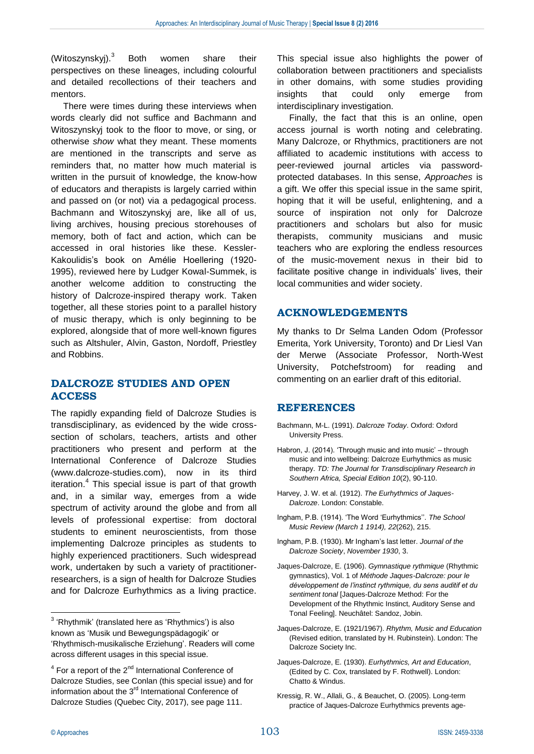(Witoszynskyj).[3] Both women share their perspectives on these lineages, including colourful and detailed recollections of their teachers and mentors.

There were times during these interviews when words clearly did not suffice and Bachmann and Witoszynskyj took to the floor to move, or sing, or otherwise *show* what they meant. These moments are mentioned in the transcripts and serve as reminders that, no matter how much material is written in the pursuit of knowledge, the know-how of educators and therapists is largely carried within and passed on (or not) via a pedagogical process. Bachmann and Witoszynskyj are, like all of us, living archives, housing precious storehouses of memory, both of fact and action, which can be accessed in oral histories like these. Kessler-Kakoulidis's book on Amélie Hoellering (1920-1995), reviewed here by Ludger Kowal-Summek, is another welcome addition to constructing the history of Dalcroze-inspired therapy work. Taken together, all these stories point to a parallel history of music therapy, which is only beginning to be explored, alongside that of more well-known figures such as Altshuler, Alvin, Gaston, Nordoff, Priestley and Robbins.

## DALCROZE STUDIES AND OPEN ACCESS

The rapidly expanding field of Dalcroze Studies is transdisciplinary, as evidenced by the wide cross-section of scholars, teachers, artists and other practitioners who present and perform at the International Conference of Dalcroze Studies (www.dalcroze-studies.com), now in its third iteration.[4] This special issue is part of that growth and, in a similar way, emerges from a wide spectrum of activity around the globe and from all levels of professional expertise: from doctoral students to eminent neuroscientists, from those implementing Dalcroze principles as students to highly experienced practitioners. Such widespread work, undertaken by such a variety of practitioner-researchers, is a sign of health for Dalcroze Studies and for Dalcroze Eurhythmics as a living practice. This special issue also highlights the power of collaboration between practitioners and specialists in other domains, with some studies providing insights that could only emerge from interdisciplinary investigation.

Finally, the fact that this is an online, open access journal is worth noting and celebrating. Many Dalcroze, or Rhythmics, practitioners are not affiliated to academic institutions with access to peer-reviewed journal articles via password-protected databases. In this sense, *Approaches* is a gift. We offer this special issue in the same spirit, hoping that it will be useful, enlightening, and a source of inspiration not only for Dalcroze practitioners and scholars but also for music therapists, community musicians and music teachers who are exploring the endless resources of the music-movement nexus in their bid to facilitate positive change in individuals' lives, their local communities and wider society.

## ACKNOWLEDGEMENTS

My thanks to Dr Selma Landen Odom (Professor Emerita, York University, Toronto) and Dr Liesl Van der Merwe (Associate Professor, North-West University, Potchefstroom) for reading and commenting on an earlier draft of this editorial.

## REFERENCES

Bachmann, M-L. (1991). *Dalcroze Today*. Oxford: Oxford University Press.

Habron, J. (2014). 'Through music and into music' – through music and into wellbeing: Dalcroze Eurhythmics as music therapy. *TD: The Journal for Transdisciplinary Research in Southern Africa, Special Edition 10*(2), 90-110.

Harvey, J. W. et al. (1912). *The Eurhythmics of Jaques-Dalcroze*. London: Constable.

Ingham, P.B. (1914). 'The Word 'Eurhythmics''. *The School Music Review (March 1 1914), 22*(262), 215.

Ingham, P.B. (1930). Mr Ingham's last letter. *Journal of the Dalcroze Society*, *November 1930*, 3.

Jaques-Dalcroze, E. (1906). *Gymnastique rythmique* (Rhythmic gymnastics), Vol. 1 of *Méthode Jaques-Dalcroze: pour le développement de l'instinct rythmique, du sens auditif et du sentiment tonal* [Jaques-Dalcroze Method: For the Development of the Rhythmic Instinct, Auditory Sense and Tonal Feeling]. Neuchâtel: Sandoz, Jobin.

Jaques-Dalcroze, E. (1921/1967). *Rhythm, Music and Education* (Revised edition, translated by H. Rubinstein). London: The Dalcroze Society Inc.

Jaques-Dalcroze, E. (1930). *Eurhythmics, Art and Education*, (Edited by C. Cox, translated by F. Rothwell). London: Chatto & Windus.

Kressig, R. W., Allali, G., & Beauchet, O. (2005). Long-term practice of Jaques-Dalcroze Eurhythmics prevents age-

---

[3] 'Rhythmik' (translated here as 'Rhythmics') is also known as 'Musik und Bewegungspädagogik' or 'Rhythmisch-musikalische Erziehung'. Readers will come across different usages in this special issue.

[4] For a report of the 2nd International Conference of Dalcroze Studies, see Conlan (this special issue) and for information about the 3rd International Conference of Dalcroze Studies (Quebec City, 2017), see page 111.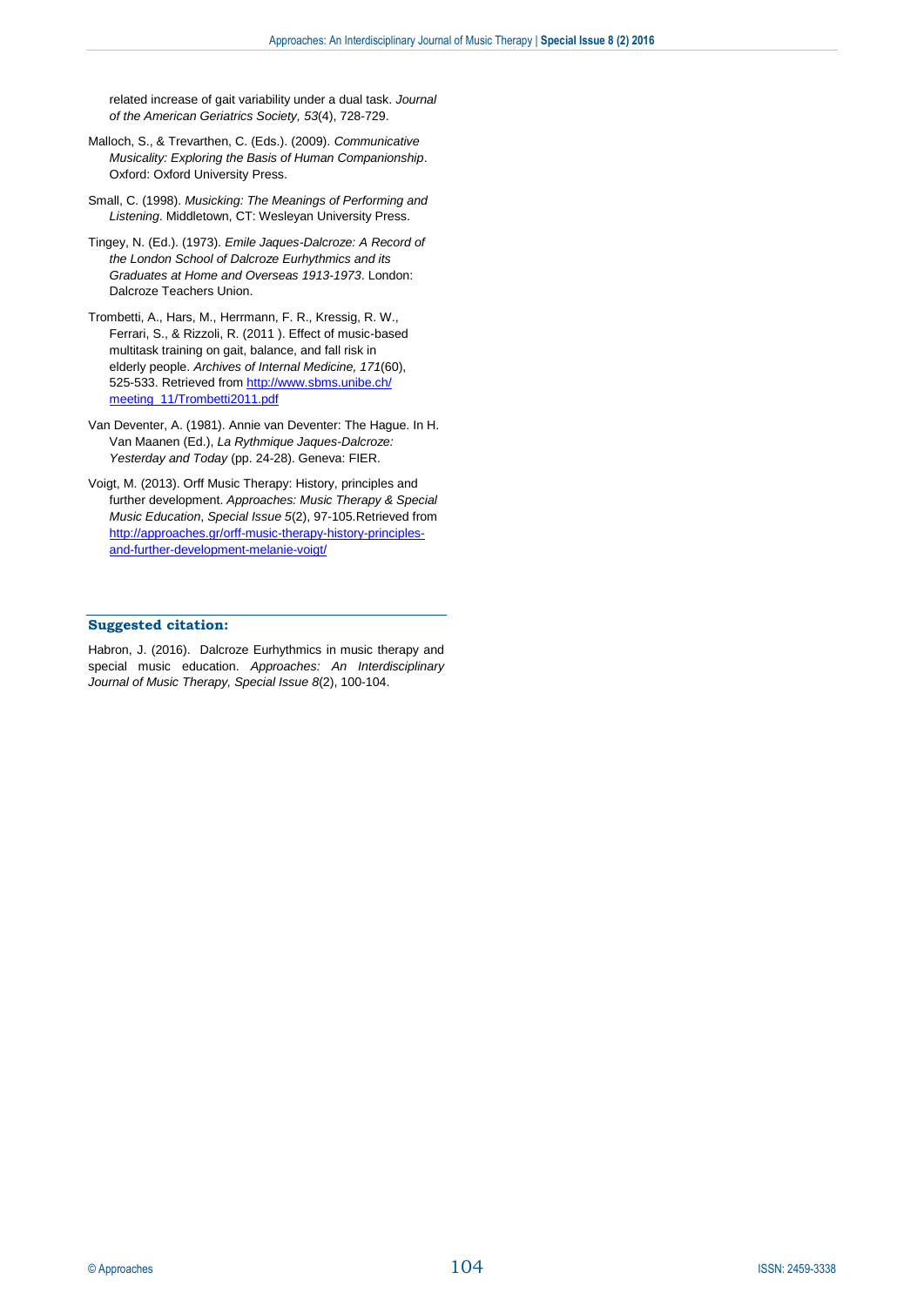related increase of gait variability under a dual task. *Journal of the American Geriatrics Society, 53*(4), 728-729.

Malloch, S., & Trevarthen, C. (Eds.). (2009). *Communicative Musicality: Exploring the Basis of Human Companionship*. Oxford: Oxford University Press.

Small, C. (1998). *Musicking: The Meanings of Performing and Listening*. Middletown, CT: Wesleyan University Press.

Tingey, N. (Ed.). (1973). *Emile Jaques-Dalcroze: A Record of the London School of Dalcroze Eurhythmics and its Graduates at Home and Overseas 1913-1973*. London: Dalcroze Teachers Union.

Trombetti, A., Hars, M., Herrmann, F. R., Kressig, R. W., Ferrari, S., & Rizzoli, R. (2011 ). Effect of music-based multitask training on gait, balance, and fall risk in elderly people. *Archives of Internal Medicine, 171*(60), 525-533. Retrieved from http://www.sbms.unibe.ch/meeting_11/Trombetti2011.pdf

Van Deventer, A. (1981). Annie van Deventer: The Hague. In H. Van Maanen (Ed.), *La Rythmique Jaques-Dalcroze: Yesterday and Today* (pp. 24-28). Geneva: FIER.

Voigt, M. (2013). Orff Music Therapy: History, principles and further development. *Approaches: Music Therapy & Special Music Education*, *Special Issue 5*(2), 97-105.Retrieved from http://approaches.gr/orff-music-therapy-history-principles-and-further-development-melanie-voigt/

**Suggested citation:**

Habron, J. (2016). Dalcroze Eurhythmics in music therapy and special music education. *Approaches: An Interdisciplinary Journal of Music Therapy, Special Issue 8*(2), 100-104.